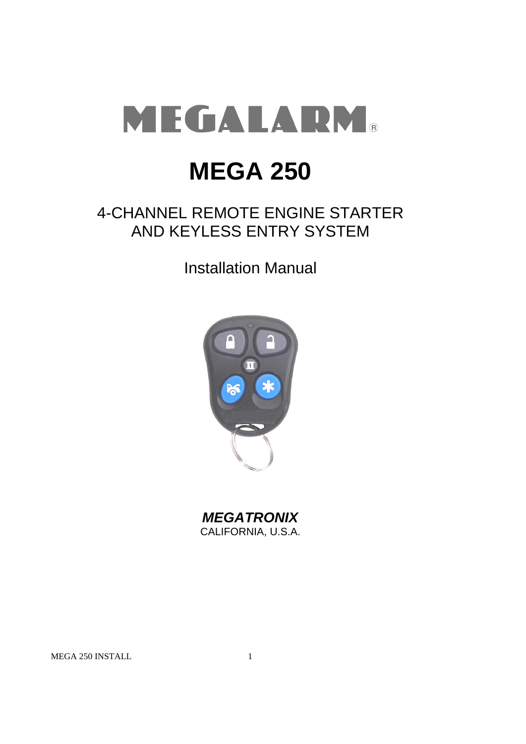# MEGALARM®

# MEGA 250

## 4-CHANNEL REMOTE ENGINE STARTER AND KEYLESS ENTRY SYSTEM

Installation Manual

***MEGATRONIX***
CALIFORNIA, U.S.A.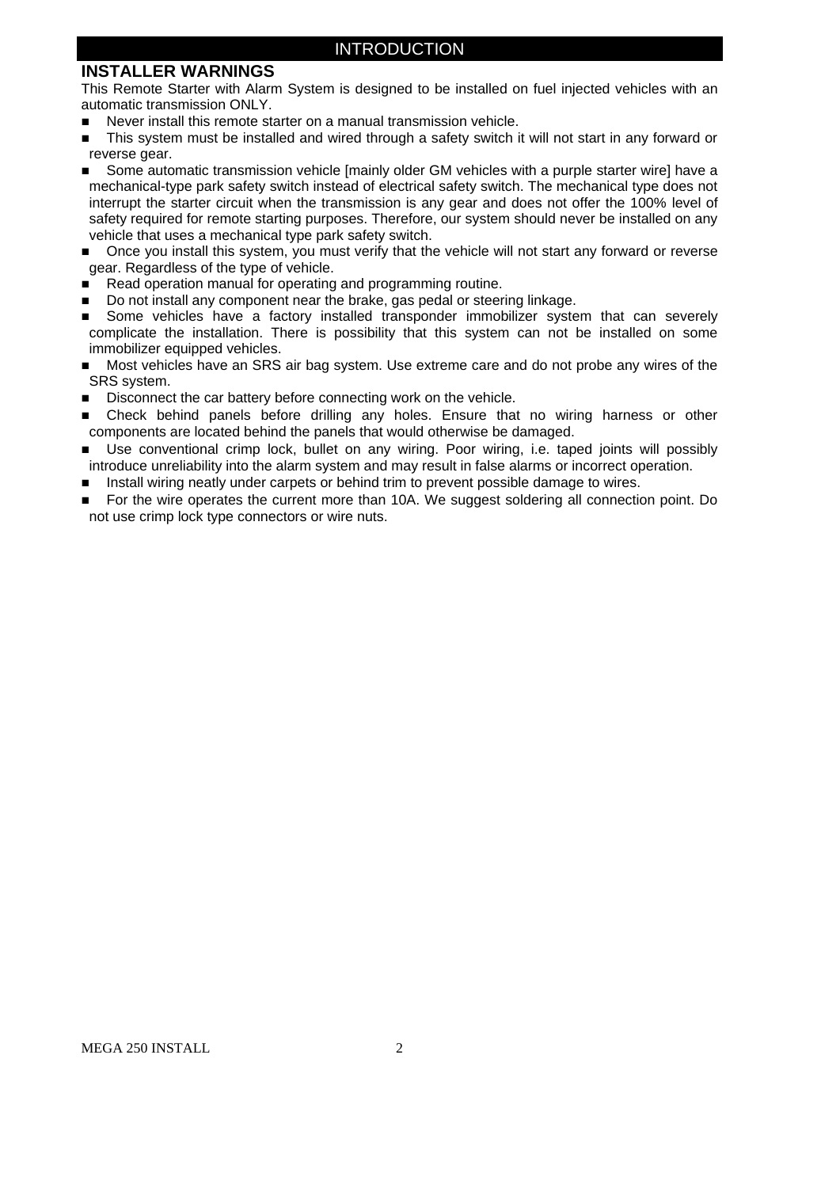# INTRODUCTION

## INSTALLER WARNINGS

This Remote Starter with Alarm System is designed to be installed on fuel injected vehicles with an automatic transmission ONLY.

- Never install this remote starter on a manual transmission vehicle.
- This system must be installed and wired through a safety switch it will not start in any forward or reverse gear.
- Some automatic transmission vehicle [mainly older GM vehicles with a purple starter wire] have a mechanical-type park safety switch instead of electrical safety switch. The mechanical type does not interrupt the starter circuit when the transmission is any gear and does not offer the 100% level of safety required for remote starting purposes. Therefore, our system should never be installed on any vehicle that uses a mechanical type park safety switch.
- Once you install this system, you must verify that the vehicle will not start any forward or reverse gear. Regardless of the type of vehicle.
- Read operation manual for operating and programming routine.
- Do not install any component near the brake, gas pedal or steering linkage.
- Some vehicles have a factory installed transponder immobilizer system that can severely complicate the installation. There is possibility that this system can not be installed on some immobilizer equipped vehicles.
- Most vehicles have an SRS air bag system. Use extreme care and do not probe any wires of the SRS system.
- Disconnect the car battery before connecting work on the vehicle.
- Check behind panels before drilling any holes. Ensure that no wiring harness or other components are located behind the panels that would otherwise be damaged.
- Use conventional crimp lock, bullet on any wiring. Poor wiring, i.e. taped joints will possibly introduce unreliability into the alarm system and may result in false alarms or incorrect operation.
- Install wiring neatly under carpets or behind trim to prevent possible damage to wires.
- For the wire operates the current more than 10A. We suggest soldering all connection point. Do not use crimp lock type connectors or wire nuts.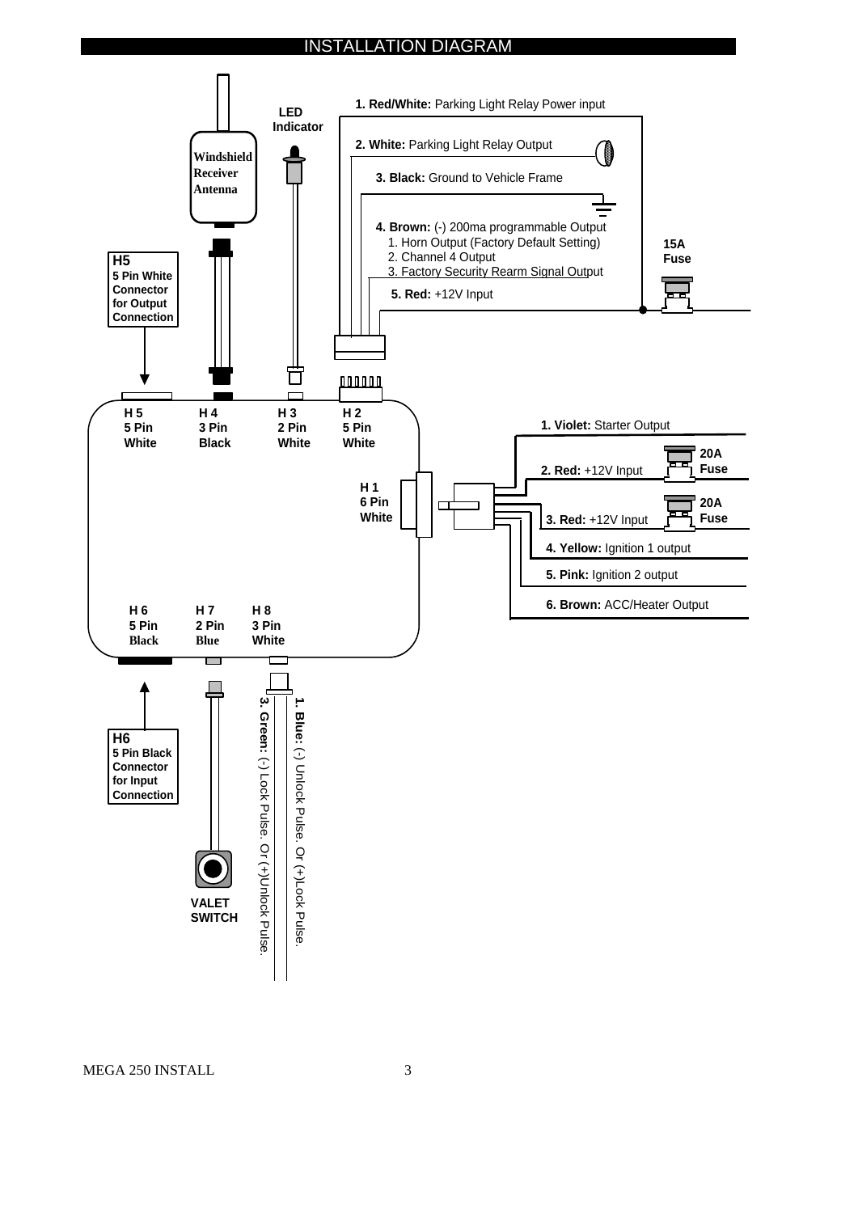# INSTALLATION DIAGRAM

**Windshield Receiver Antenna**

**LED Indicator**

**H2 connector:**

1. **Red/White:** Parking Light Relay Power input
2. **White:** Parking Light Relay Output
3. **Black:** Ground to Vehicle Frame
4. **Brown:** (-) 200ma programmable Output
   1. Horn Output (Factory Default Setting)
   2. Channel 4 Output
   3. Factory Security Rearm Signal Output
5. **Red:** +12V Input

**15A Fuse**

**H5**
**5 Pin White Connector for Output Connection**

| H 5 | H 4 | H 3 | H 2 |
|---|---|---|---|
| 5 Pin | 3 Pin | 2 Pin | 5 Pin |
| White | Black | White | White |

**H 1**
**6 Pin**
**White**

1. **Violet:** Starter Output
2. **Red:** +12V Input — **20A Fuse**
3. **Red:** +12V Input — **20A Fuse**
4. **Yellow:** Ignition 1 output
5. **Pink:** Ignition 2 output
6. **Brown:** ACC/Heater Output

| H 6 | H 7 | H 8 |
|---|---|---|
| 5 Pin | 2 Pin | 3 Pin |
| Black | Blue | White |

**H6**
**5 Pin Black Connector for Input Connection**

**VALET SWITCH**

**H8 connector:**

1. **Blue:** (-) Unlock Pulse. Or (+)Lock Pulse.
3. **Green:** (-) Lock Pulse. Or (+)Unlock Pulse.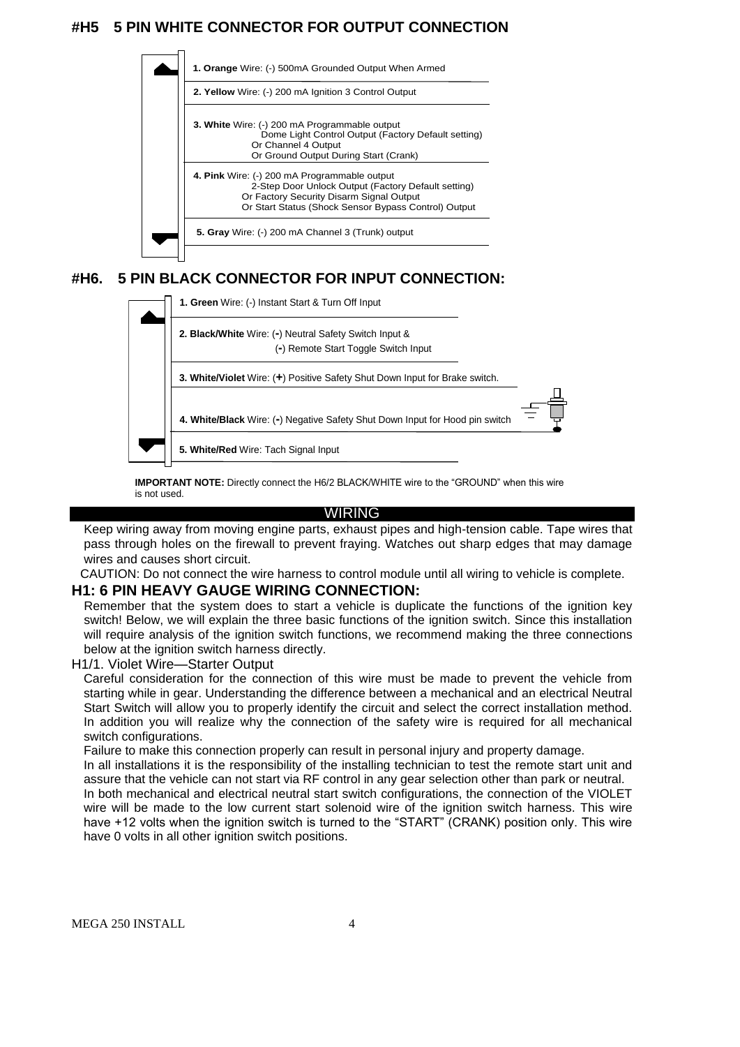## #H5 5 PIN WHITE CONNECTOR FOR OUTPUT CONNECTION

1. **Orange** Wire: (-) 500mA Grounded Output When Armed
2. **Yellow** Wire: (-) 200 mA Ignition 3 Control Output
3. **White** Wire: (-) 200 mA Programmable output
   Dome Light Control Output (Factory Default setting)
   Or Channel 4 Output
   Or Ground Output During Start (Crank)
4. **Pink** Wire: (-) 200 mA Programmable output
   2-Step Door Unlock Output (Factory Default setting)
   Or Factory Security Disarm Signal Output
   Or Start Status (Shock Sensor Bypass Control) Output
5. **Gray** Wire: (-) 200 mA Channel 3 (Trunk) output

## #H6. 5 PIN BLACK CONNECTOR FOR INPUT CONNECTION:

1. **Green** Wire: (-) Instant Start & Turn Off Input
2. **Black/White** Wire: (-) Neutral Safety Switch Input &
   (-) Remote Start Toggle Switch Input
3. **White/Violet** Wire: (+) Positive Safety Shut Down Input for Brake switch.
4. **White/Black** Wire: (-) Negative Safety Shut Down Input for Hood pin switch
5. **White/Red** Wire: Tach Signal Input

**IMPORTANT NOTE:** Directly connect the H6/2 BLACK/WHITE wire to the "GROUND" when this wire is not used.

## WIRING

Keep wiring away from moving engine parts, exhaust pipes and high-tension cable. Tape wires that pass through holes on the firewall to prevent fraying. Watches out sharp edges that may damage wires and causes short circuit.

CAUTION: Do not connect the wire harness to control module until all wiring to vehicle is complete.

## H1: 6 PIN HEAVY GAUGE WIRING CONNECTION:

Remember that the system does to start a vehicle is duplicate the functions of the ignition key switch! Below, we will explain the three basic functions of the ignition switch. Since this installation will require analysis of the ignition switch functions, we recommend making the three connections below at the ignition switch harness directly.

### H1/1. Violet Wire—Starter Output

Careful consideration for the connection of this wire must be made to prevent the vehicle from starting while in gear. Understanding the difference between a mechanical and an electrical Neutral Start Switch will allow you to properly identify the circuit and select the correct installation method. In addition you will realize why the connection of the safety wire is required for all mechanical switch configurations.

Failure to make this connection properly can result in personal injury and property damage.

In all installations it is the responsibility of the installing technician to test the remote start unit and assure that the vehicle can not start via RF control in any gear selection other than park or neutral.

In both mechanical and electrical neutral start switch configurations, the connection of the VIOLET wire will be made to the low current start solenoid wire of the ignition switch harness. This wire have +12 volts when the ignition switch is turned to the "START" (CRANK) position only. This wire have 0 volts in all other ignition switch positions.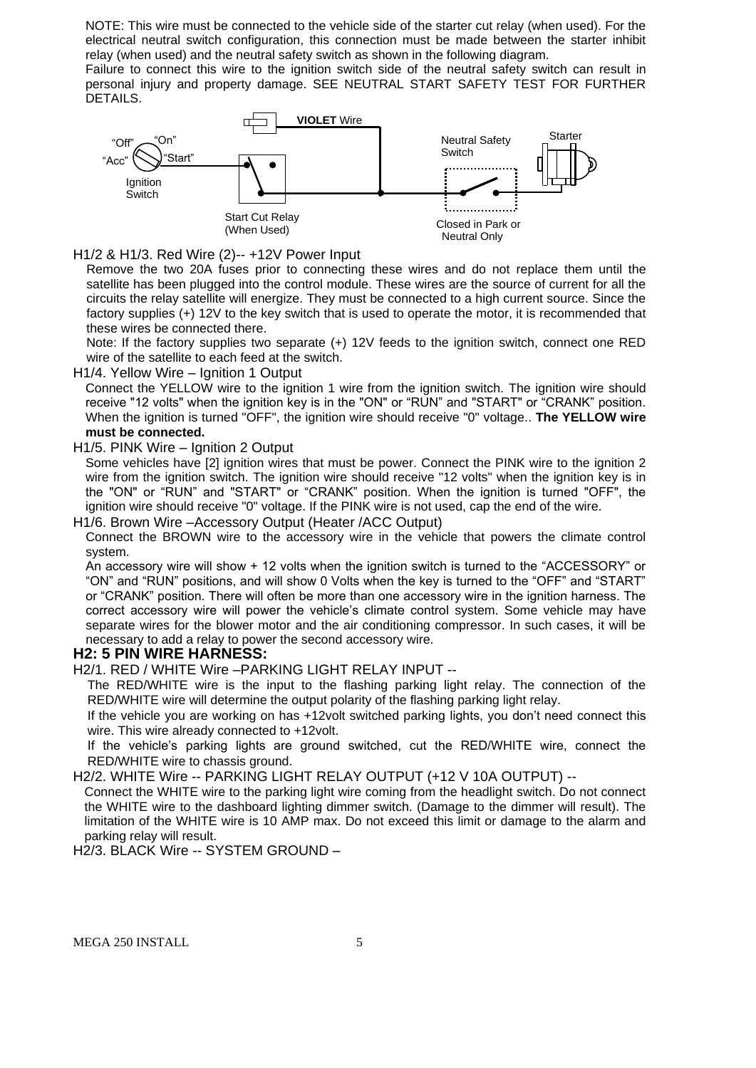NOTE: This wire must be connected to the vehicle side of the starter cut relay (when used). For the electrical neutral switch configuration, this connection must be made between the starter inhibit relay (when used) and the neutral safety switch as shown in the following diagram.

Failure to connect this wire to the ignition switch side of the neutral safety switch can result in personal injury and property damage. SEE NEUTRAL START SAFETY TEST FOR FURTHER DETAILS.

**VIOLET** Wire

"Off" "On" "Acc" "Start" Ignition Switch

Start Cut Relay (When Used)

Neutral Safety Switch

Closed in Park or Neutral Only

Starter

H1/2 & H1/3. Red Wire (2)-- +12V Power Input

Remove the two 20A fuses prior to connecting these wires and do not replace them until the satellite has been plugged into the control module. These wires are the source of current for all the circuits the relay satellite will energize. They must be connected to a high current source. Since the factory supplies (+) 12V to the key switch that is used to operate the motor, it is recommended that these wires be connected there.

Note: If the factory supplies two separate (+) 12V feeds to the ignition switch, connect one RED wire of the satellite to each feed at the switch.

H1/4. Yellow Wire – Ignition 1 Output

Connect the YELLOW wire to the ignition 1 wire from the ignition switch. The ignition wire should receive "12 volts" when the ignition key is in the "ON" or "RUN" and "START" or "CRANK" position. When the ignition is turned "OFF", the ignition wire should receive "0" voltage.. **The YELLOW wire must be connected.**

H1/5. PINK Wire – Ignition 2 Output

Some vehicles have [2] ignition wires that must be power. Connect the PINK wire to the ignition 2 wire from the ignition switch. The ignition wire should receive "12 volts" when the ignition key is in the "ON" or "RUN" and "START" or "CRANK" position. When the ignition is turned "OFF", the ignition wire should receive "0" voltage. If the PINK wire is not used, cap the end of the wire.

H1/6. Brown Wire –Accessory Output (Heater /ACC Output)

Connect the BROWN wire to the accessory wire in the vehicle that powers the climate control system.

An accessory wire will show + 12 volts when the ignition switch is turned to the "ACCESSORY" or "ON" and "RUN" positions, and will show 0 Volts when the key is turned to the "OFF" and "START" or "CRANK" position. There will often be more than one accessory wire in the ignition harness. The correct accessory wire will power the vehicle's climate control system. Some vehicle may have separate wires for the blower motor and the air conditioning compressor. In such cases, it will be necessary to add a relay to power the second accessory wire.

## H2: 5 PIN WIRE HARNESS:

H2/1. RED / WHITE Wire –PARKING LIGHT RELAY INPUT --

The RED/WHITE wire is the input to the flashing parking light relay. The connection of the RED/WHITE wire will determine the output polarity of the flashing parking light relay.

If the vehicle you are working on has +12volt switched parking lights, you don't need connect this wire. This wire already connected to +12volt.

If the vehicle's parking lights are ground switched, cut the RED/WHITE wire, connect the RED/WHITE wire to chassis ground.

H2/2. WHITE Wire -- PARKING LIGHT RELAY OUTPUT (+12 V 10A OUTPUT) --

Connect the WHITE wire to the parking light wire coming from the headlight switch. Do not connect the WHITE wire to the dashboard lighting dimmer switch. (Damage to the dimmer will result). The limitation of the WHITE wire is 10 AMP max. Do not exceed this limit or damage to the alarm and parking relay will result.

H2/3. BLACK Wire -- SYSTEM GROUND –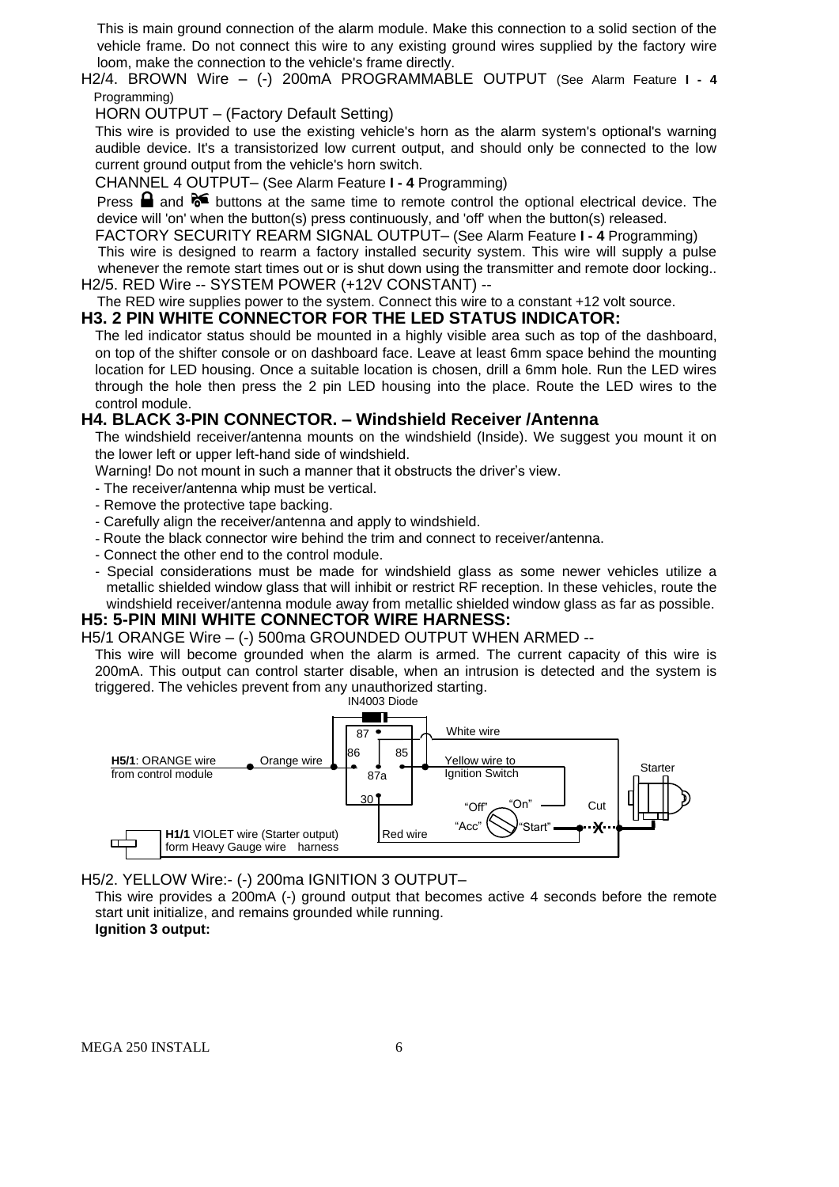This is main ground connection of the alarm module. Make this connection to a solid section of the vehicle frame. Do not connect this wire to any existing ground wires supplied by the factory wire loom, make the connection to the vehicle's frame directly.

H2/4. BROWN Wire – (-) 200mA PROGRAMMABLE OUTPUT (See Alarm Feature **I - 4** Programming)

HORN OUTPUT – (Factory Default Setting)

This wire is provided to use the existing vehicle's horn as the alarm system's optional's warning audible device. It's a transistorized low current output, and should only be connected to the low current ground output from the vehicle's horn switch.

CHANNEL 4 OUTPUT– (See Alarm Feature **I - 4** Programming)

Press 🔒 and 🚗 buttons at the same time to remote control the optional electrical device. The device will 'on' when the button(s) press continuously, and 'off' when the button(s) released.

FACTORY SECURITY REARM SIGNAL OUTPUT– (See Alarm Feature **I - 4** Programming)

This wire is designed to rearm a factory installed security system. This wire will supply a pulse whenever the remote start times out or is shut down using the transmitter and remote door locking..

H2/5. RED Wire -- SYSTEM POWER (+12V CONSTANT) --

The RED wire supplies power to the system. Connect this wire to a constant +12 volt source.

## H3. 2 PIN WHITE CONNECTOR FOR THE LED STATUS INDICATOR:

The led indicator status should be mounted in a highly visible area such as top of the dashboard, on top of the shifter console or on dashboard face. Leave at least 6mm space behind the mounting location for LED housing. Once a suitable location is chosen, drill a 6mm hole. Run the LED wires through the hole then press the 2 pin LED housing into the place. Route the LED wires to the control module.

## H4. BLACK 3-PIN CONNECTOR. – Windshield Receiver /Antenna

The windshield receiver/antenna mounts on the windshield (Inside). We suggest you mount it on the lower left or upper left-hand side of windshield.

Warning! Do not mount in such a manner that it obstructs the driver's view.

- The receiver/antenna whip must be vertical.
- Remove the protective tape backing.
- Carefully align the receiver/antenna and apply to windshield.
- Route the black connector wire behind the trim and connect to receiver/antenna.
- Connect the other end to the control module.
- Special considerations must be made for windshield glass as some newer vehicles utilize a metallic shielded window glass that will inhibit or restrict RF reception. In these vehicles, route the windshield receiver/antenna module away from metallic shielded window glass as far as possible.

## H5: 5-PIN MINI WHITE CONNECTOR WIRE HARNESS:

H5/1 ORANGE Wire – (-) 500ma GROUNDED OUTPUT WHEN ARMED --

This wire will become grounded when the alarm is armed. The current capacity of this wire is 200mA. This output can control starter disable, when an intrusion is detected and the system is triggered. The vehicles prevent from any unauthorized starting.

IN4003 Diode | 87 | 86 | 85 | 87a | 30 | White wire | **H5/1**: ORANGE wire from control module | Orange wire | Yellow wire to Ignition Switch | Starter | "Off" | "On" | "Acc" | "Start" | Cut | **H1/1** VIOLET wire (Starter output) form Heavy Gauge wire harness | Red wire

H5/2. YELLOW Wire:- (-) 200ma IGNITION 3 OUTPUT–

This wire provides a 200mA (-) ground output that becomes active 4 seconds before the remote start unit initialize, and remains grounded while running.

**Ignition 3 output:**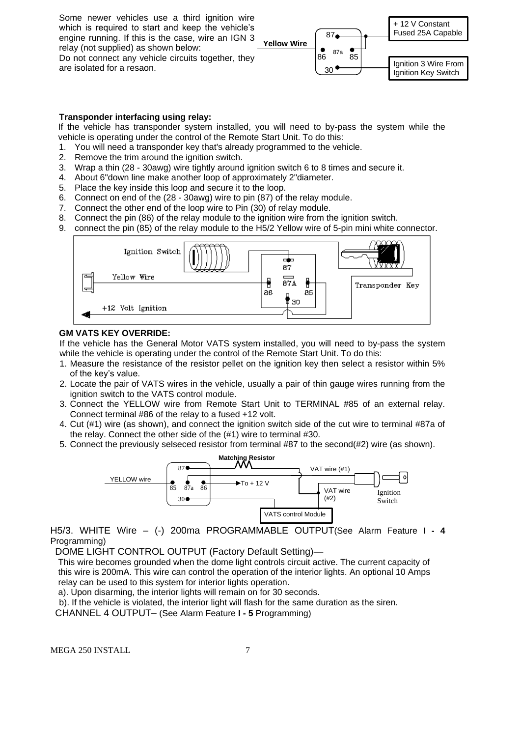Some newer vehicles use a third ignition wire which is required to start and keep the vehicle's engine running. If this is the case, wire an IGN 3 relay (not supplied) as shown below:
Do not connect any vehicle circuits together, they are isolated for a resaon.

**Transponder interfacing using relay:**

If the vehicle has transponder system installed, you will need to by-pass the system while the vehicle is operating under the control of the Remote Start Unit. To do this:

1. You will need a transponder key that's already programmed to the vehicle.
2. Remove the trim around the ignition switch.
3. Wrap a thin (28 - 30awg) wire tightly around ignition switch 6 to 8 times and secure it.
4. About 6"down line make another loop of approximately 2"diameter.
5. Place the key inside this loop and secure it to the loop.
6. Connect on end of the (28 - 30awg) wire to pin (87) of the relay module.
7. Connect the other end of the loop wire to Pin (30) of relay module.
8. Connect the pin (86) of the relay module to the ignition wire from the ignition switch.
9. connect the pin (85) of the relay module to the H5/2 Yellow wire of 5-pin mini white connector.

**GM VATS KEY OVERRIDE:**

If the vehicle has the General Motor VATS system installed, you will need to by-pass the system while the vehicle is operating under the control of the Remote Start Unit. To do this:

1. Measure the resistance of the resistor pellet on the ignition key then select a resistor within 5% of the key's value.
2. Locate the pair of VATS wires in the vehicle, usually a pair of thin gauge wires running from the ignition switch to the VATS control module.
3. Connect the YELLOW wire from Remote Start Unit to TERMINAL #85 of an external relay. Connect terminal #86 of the relay to a fused +12 volt.
4. Cut (#1) wire (as shown), and connect the ignition switch side of the cut wire to terminal #87a of the relay. Connect the other side of the (#1) wire to terminal #30.
5. Connect the previously selseced resistor from terminal #87 to the second(#2) wire (as shown).

H5/3. WHITE Wire – (-) 200ma PROGRAMMABLE OUTPUT(See Alarm Feature **I - 4** Programming)

DOME LIGHT CONTROL OUTPUT (Factory Default Setting)—

This wire becomes grounded when the dome light controls circuit active. The current capacity of this wire is 200mA. This wire can control the operation of the interior lights. An optional 10 Amps relay can be used to this system for interior lights operation.

a). Upon disarming, the interior lights will remain on for 30 seconds.

b). If the vehicle is violated, the interior light will flash for the same duration as the siren.

CHANNEL 4 OUTPUT– (See Alarm Feature **I - 5** Programming)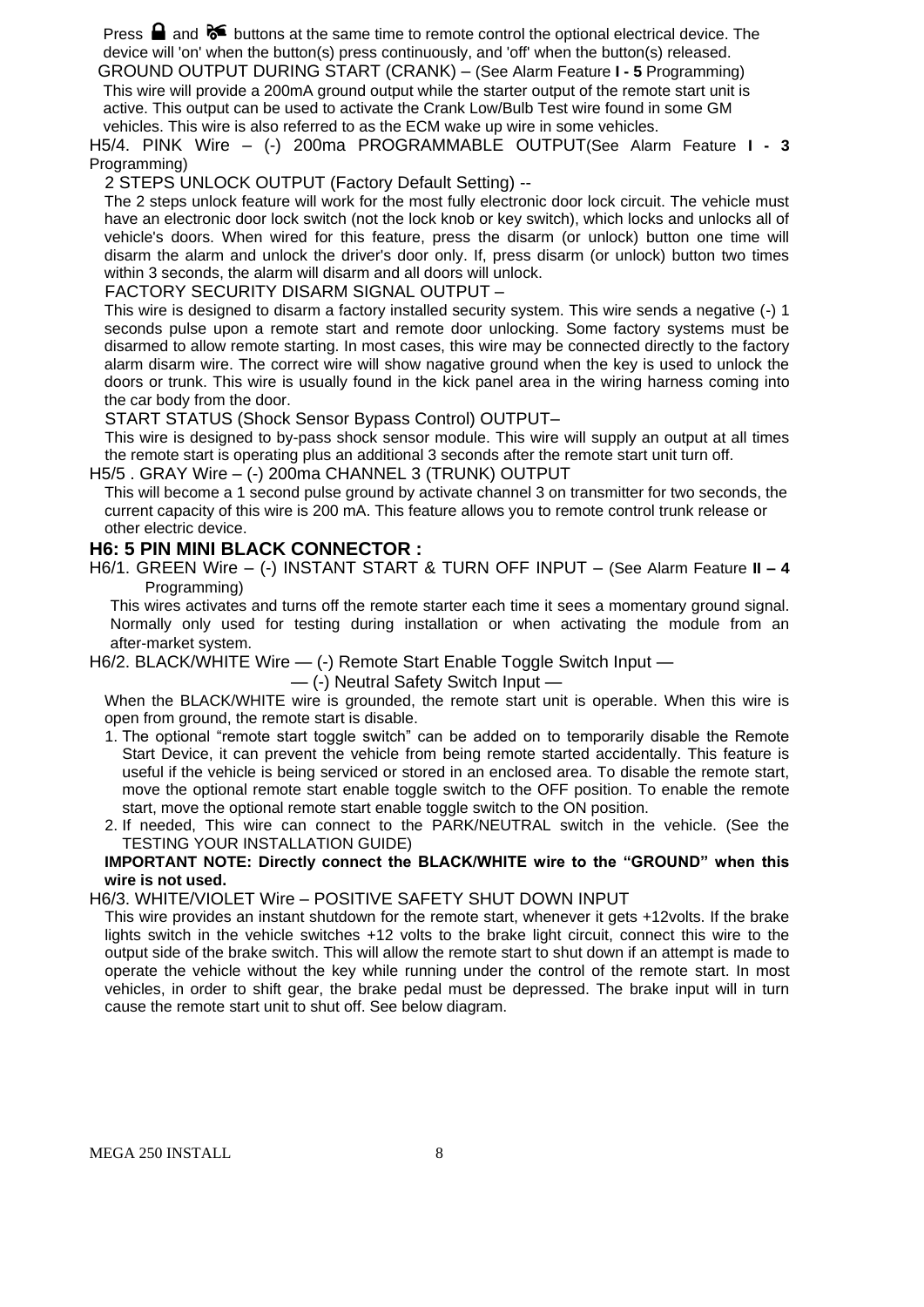Press 🔒 and 🚗 buttons at the same time to remote control the optional electrical device. The device will 'on' when the button(s) press continuously, and 'off' when the button(s) released.

GROUND OUTPUT DURING START (CRANK) – (See Alarm Feature **I - 5** Programming)

This wire will provide a 200mA ground output while the starter output of the remote start unit is active. This output can be used to activate the Crank Low/Bulb Test wire found in some GM vehicles. This wire is also referred to as the ECM wake up wire in some vehicles.

H5/4. PINK Wire – (-) 200ma PROGRAMMABLE OUTPUT(See Alarm Feature **I - 3** Programming)

2 STEPS UNLOCK OUTPUT (Factory Default Setting) --

The 2 steps unlock feature will work for the most fully electronic door lock circuit. The vehicle must have an electronic door lock switch (not the lock knob or key switch), which locks and unlocks all of vehicle's doors. When wired for this feature, press the disarm (or unlock) button one time will disarm the alarm and unlock the driver's door only. If, press disarm (or unlock) button two times within 3 seconds, the alarm will disarm and all doors will unlock.

FACTORY SECURITY DISARM SIGNAL OUTPUT –

This wire is designed to disarm a factory installed security system. This wire sends a negative (-) 1 seconds pulse upon a remote start and remote door unlocking. Some factory systems must be disarmed to allow remote starting. In most cases, this wire may be connected directly to the factory alarm disarm wire. The correct wire will show nagative ground when the key is used to unlock the doors or trunk. This wire is usually found in the kick panel area in the wiring harness coming into the car body from the door.

START STATUS (Shock Sensor Bypass Control) OUTPUT–

This wire is designed to by-pass shock sensor module. This wire will supply an output at all times the remote start is operating plus an additional 3 seconds after the remote start unit turn off.

H5/5 . GRAY Wire – (-) 200ma CHANNEL 3 (TRUNK) OUTPUT

This will become a 1 second pulse ground by activate channel 3 on transmitter for two seconds, the current capacity of this wire is 200 mA. This feature allows you to remote control trunk release or other electric device.

## H6: 5 PIN MINI BLACK CONNECTOR :

H6/1. GREEN Wire – (-) INSTANT START & TURN OFF INPUT – (See Alarm Feature **II – 4** Programming)

This wires activates and turns off the remote starter each time it sees a momentary ground signal. Normally only used for testing during installation or when activating the module from an after-market system.

H6/2. BLACK/WHITE Wire — (-) Remote Start Enable Toggle Switch Input —
— (-) Neutral Safety Switch Input —

When the BLACK/WHITE wire is grounded, the remote start unit is operable. When this wire is open from ground, the remote start is disable.

1. The optional “remote start toggle switch” can be added on to temporarily disable the Remote Start Device, it can prevent the vehicle from being remote started accidentally. This feature is useful if the vehicle is being serviced or stored in an enclosed area. To disable the remote start, move the optional remote start enable toggle switch to the OFF position. To enable the remote start, move the optional remote start enable toggle switch to the ON position.
2. If needed, This wire can connect to the PARK/NEUTRAL switch in the vehicle. (See the TESTING YOUR INSTALLATION GUIDE)

**IMPORTANT NOTE: Directly connect the BLACK/WHITE wire to the “GROUND” when this wire is not used.**

H6/3. WHITE/VIOLET Wire – POSITIVE SAFETY SHUT DOWN INPUT

This wire provides an instant shutdown for the remote start, whenever it gets +12volts. If the brake lights switch in the vehicle switches +12 volts to the brake light circuit, connect this wire to the output side of the brake switch. This will allow the remote start to shut down if an attempt is made to operate the vehicle without the key while running under the control of the remote start. In most vehicles, in order to shift gear, the brake pedal must be depressed. The brake input will in turn cause the remote start unit to shut off. See below diagram.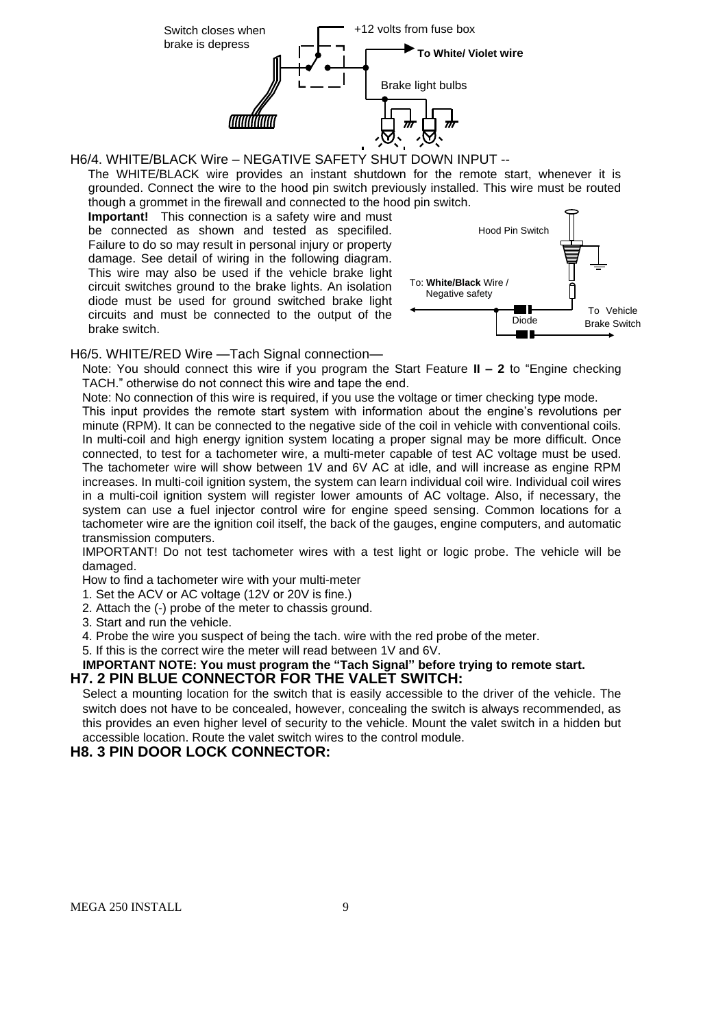Switch closes when brake is depress

+12 volts from fuse box

**To White/ Violet wire**

Brake light bulbs

H6/4. WHITE/BLACK Wire – NEGATIVE SAFETY SHUT DOWN INPUT --

The WHITE/BLACK wire provides an instant shutdown for the remote start, whenever it is grounded. Connect the wire to the hood pin switch previously installed. This wire must be routed though a grommet in the firewall and connected to the hood pin switch.

**Important!** This connection is a safety wire and must be connected as shown and tested as specifiled. Failure to do so may result in personal injury or property damage. See detail of wiring in the following diagram. This wire may also be used if the vehicle brake light circuit switches ground to the brake lights. An isolation diode must be used for ground switched brake light circuits and must be connected to the output of the brake switch.

Hood Pin Switch

To: **White/Black** Wire / Negative safety

Diode

To Vehicle Brake Switch

H6/5. WHITE/RED Wire —Tach Signal connection—

Note: You should connect this wire if you program the Start Feature **II – 2** to "Engine checking TACH." otherwise do not connect this wire and tape the end.

Note: No connection of this wire is required, if you use the voltage or timer checking type mode.

This input provides the remote start system with information about the engine's revolutions per minute (RPM). It can be connected to the negative side of the coil in vehicle with conventional coils. In multi-coil and high energy ignition system locating a proper signal may be more difficult. Once connected, to test for a tachometer wire, a multi-meter capable of test AC voltage must be used. The tachometer wire will show between 1V and 6V AC at idle, and will increase as engine RPM increases. In multi-coil ignition system, the system can learn individual coil wire. Individual coil wires in a multi-coil ignition system will register lower amounts of AC voltage. Also, if necessary, the system can use a fuel injector control wire for engine speed sensing. Common locations for a tachometer wire are the ignition coil itself, the back of the gauges, engine computers, and automatic transmission computers.

IMPORTANT! Do not test tachometer wires with a test light or logic probe. The vehicle will be damaged.

How to find a tachometer wire with your multi-meter

1. Set the ACV or AC voltage (12V or 20V is fine.)
2. Attach the (-) probe of the meter to chassis ground.
3. Start and run the vehicle.
4. Probe the wire you suspect of being the tach. wire with the red probe of the meter.
5. If this is the correct wire the meter will read between 1V and 6V.

**IMPORTANT NOTE: You must program the "Tach Signal" before trying to remote start.**

## H7. 2 PIN BLUE CONNECTOR FOR THE VALET SWITCH:

Select a mounting location for the switch that is easily accessible to the driver of the vehicle. The switch does not have to be concealed, however, concealing the switch is always recommended, as this provides an even higher level of security to the vehicle. Mount the valet switch in a hidden but accessible location. Route the valet switch wires to the control module.

## H8. 3 PIN DOOR LOCK CONNECTOR: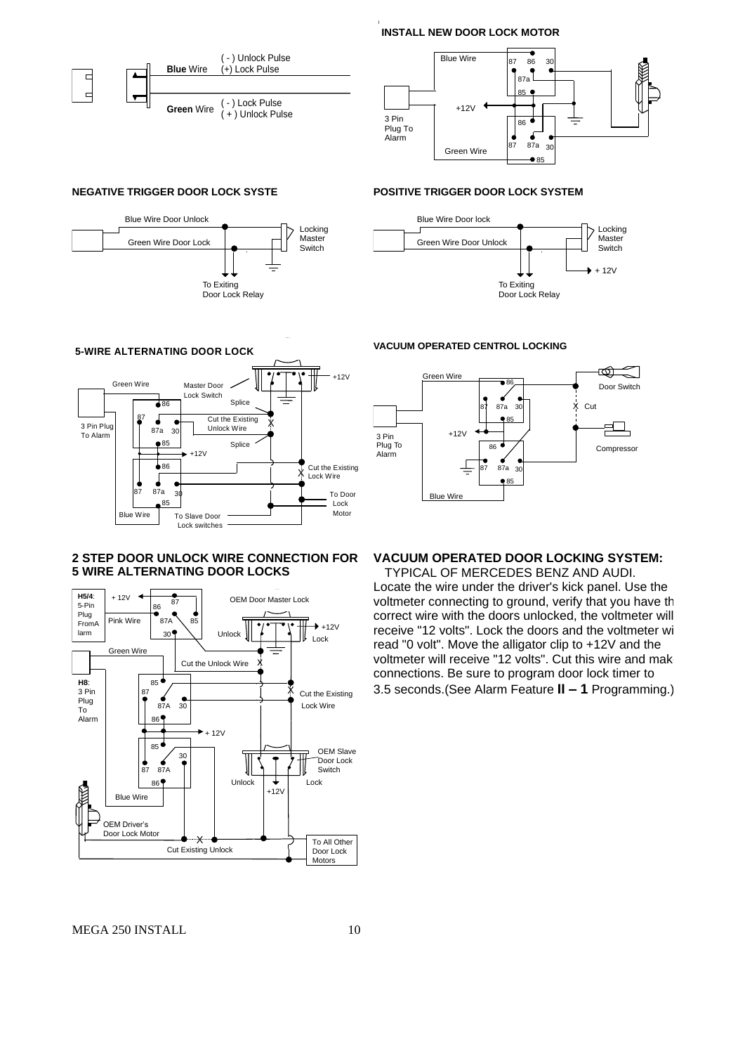**INSTALL NEW DOOR LOCK MOTOR**

**Blue** Wire ( - ) Unlock Pulse (+) Lock Pulse

**Green** Wire ( - ) Lock Pulse ( + ) Unlock Pulse

**NEGATIVE TRIGGER DOOR LOCK SYSTE**

**POSITIVE TRIGGER DOOR LOCK SYSTEM**

**5-WIRE ALTERNATING DOOR LOCK**

**VACUUM OPERATED CENTROL LOCKING**

## 2 STEP DOOR UNLOCK WIRE CONNECTION FOR 5 WIRE ALTERNATING DOOR LOCKS

## VACUUM OPERATED DOOR LOCKING SYSTEM:

TYPICAL OF MERCEDES BENZ AND AUDI.

Locate the wire under the driver's kick panel. Use the voltmeter connecting to ground, verify that you have th correct wire with the doors unlocked, the voltmeter will receive "12 volts". Lock the doors and the voltmeter wi read "0 volt". Move the alligator clip to +12V and the voltmeter will receive "12 volts". Cut this wire and mak connections. Be sure to program door lock timer to 3.5 seconds.(See Alarm Feature **II – 1** Programming.)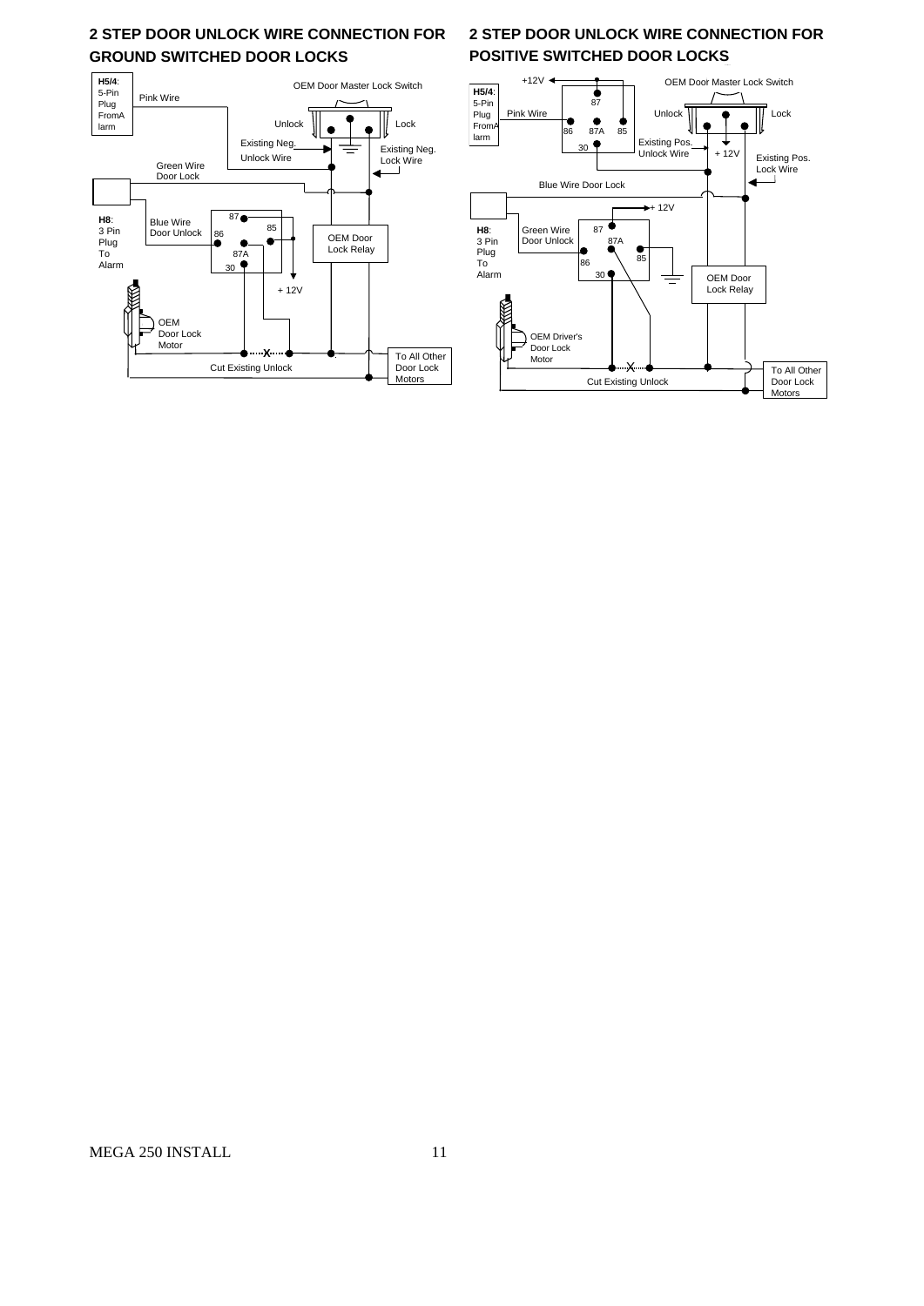## 2 STEP DOOR UNLOCK WIRE CONNECTION FOR GROUND SWITCHED DOOR LOCKS

**H5/4**: 5-Pin Plug FromAlarm

Pink Wire

OEM Door Master Lock Switch

Unlock

Lock

Existing Neg. Unlock Wire

Existing Neg. Lock Wire

Green Wire Door Lock

**H8**: 3 Pin Plug To Alarm

Blue Wire Door Unlock

87

85

86

87A

30

OEM Door Lock Relay

+ 12V

OEM Door Lock Motor

Cut Existing Unlock

To All Other Door Lock Motors

## 2 STEP DOOR UNLOCK WIRE CONNECTION FOR POSITIVE SWITCHED DOOR LOCKS

+12V

**H5/4**: 5-Pin Plug FromAlarm

Pink Wire

87

86

87A

85

30

OEM Door Master Lock Switch

Unlock

Lock

Existing Pos. Unlock Wire

+ 12V

Existing Pos. Lock Wire

Blue Wire Door Lock

+ 12V

**H8**: 3 Pin Plug To Alarm

Green Wire Door Unlock

87

87A

85

86

30

OEM Door Lock Relay

OEM Driver's Door Lock Motor

Cut Existing Unlock

To All Other Door Lock Motors

MEGA 250 INSTALL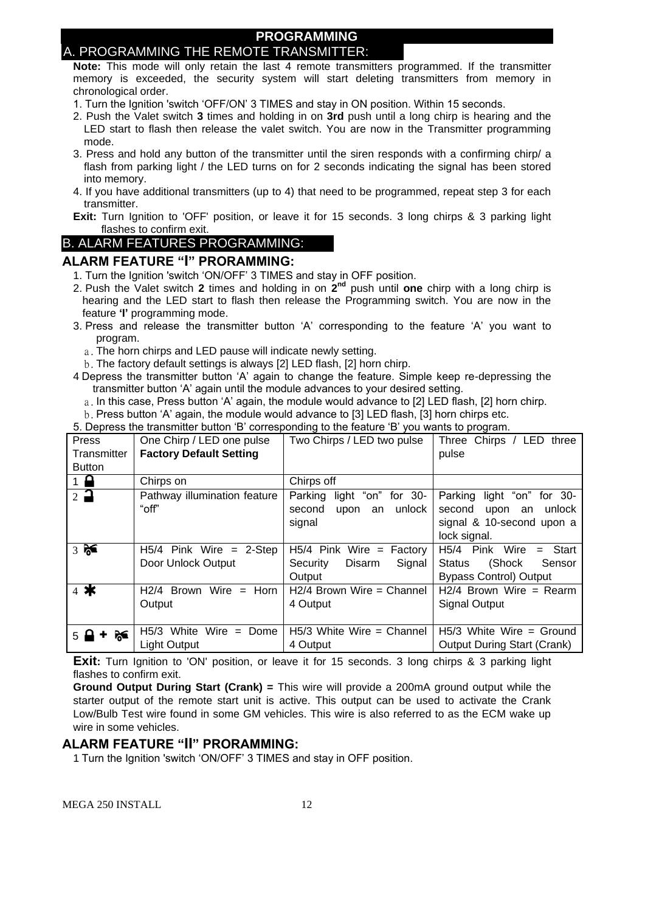## PROGRAMMING

### A. PROGRAMMING THE REMOTE TRANSMITTER:

**Note:** This mode will only retain the last 4 remote transmitters programmed. If the transmitter memory is exceeded, the security system will start deleting transmitters from memory in chronological order.

1. Turn the Ignition 'switch 'OFF/ON' 3 TIMES and stay in ON position. Within 15 seconds.
2. Push the Valet switch **3** times and holding in on **3rd** push until a long chirp is hearing and the LED start to flash then release the valet switch. You are now in the Transmitter programming mode.
3. Press and hold any button of the transmitter until the siren responds with a confirming chirp/ a flash from parking light / the LED turns on for 2 seconds indicating the signal has been stored into memory.
4. If you have additional transmitters (up to 4) that need to be programmed, repeat step 3 for each transmitter.

**Exit:** Turn Ignition to 'OFF' position, or leave it for 15 seconds. 3 long chirps & 3 parking light flashes to confirm exit.

### B. ALARM FEATURES PROGRAMMING:

### ALARM FEATURE "I" PRORAMMING:

1. Turn the Ignition 'switch 'ON/OFF' 3 TIMES and stay in OFF position.
2. Push the Valet switch **2** times and holding in on **2nd** push until **one** chirp with a long chirp is hearing and the LED start to flash then release the Programming switch. You are now in the feature **'I'** programming mode.
3. Press and release the transmitter button 'A' corresponding to the feature 'A' you want to program.
   a. The horn chirps and LED pause will indicate newly setting.
   b. The factory default settings is always [2] LED flash, [2] horn chirp.
4. Depress the transmitter button 'A' again to change the feature. Simple keep re-depressing the transmitter button 'A' again until the module advances to your desired setting.
   a. In this case, Press button 'A' again, the module would advance to [2] LED flash, [2] horn chirp.
   b. Press button 'A' again, the module would advance to [3] LED flash, [3] horn chirps etc.
5. Depress the transmitter button 'B' corresponding to the feature 'B' you wants to program.

| Press Transmitter Button | One Chirp / LED one pulse **Factory Default Setting** | Two Chirps / LED two pulse | Three Chirps / LED three pulse |
|---|---|---|---|
| 1 🔒 | Chirps on | Chirps off | |
| 2 🔓 | Pathway illumination feature "off" | Parking light "on" for 30-second upon an unlock signal | Parking light "on" for 30-second upon an unlock signal & 10-second upon a lock signal. |
| 3 🚗 | H5/4 Pink Wire = 2-Step Door Unlock Output | H5/4 Pink Wire = Factory Security Disarm Signal Output | H5/4 Pink Wire = Start Status (Shock Sensor Bypass Control) Output |
| 4 ✱ | H2/4 Brown Wire = Horn Output | H2/4 Brown Wire = Channel 4 Output | H2/4 Brown Wire = Rearm Signal Output |
| 5 🔒 + 🚗 | H5/3 White Wire = Dome Light Output | H5/3 White Wire = Channel 4 Output | H5/3 White Wire = Ground Output During Start (Crank) |

**Exit:** Turn Ignition to 'ON' position, or leave it for 15 seconds. 3 long chirps & 3 parking light flashes to confirm exit.

**Ground Output During Start (Crank) =** This wire will provide a 200mA ground output while the starter output of the remote start unit is active. This output can be used to activate the Crank Low/Bulb Test wire found in some GM vehicles. This wire is also referred to as the ECM wake up wire in some vehicles.

### ALARM FEATURE "II" PRORAMMING:

1 Turn the Ignition 'switch 'ON/OFF' 3 TIMES and stay in OFF position.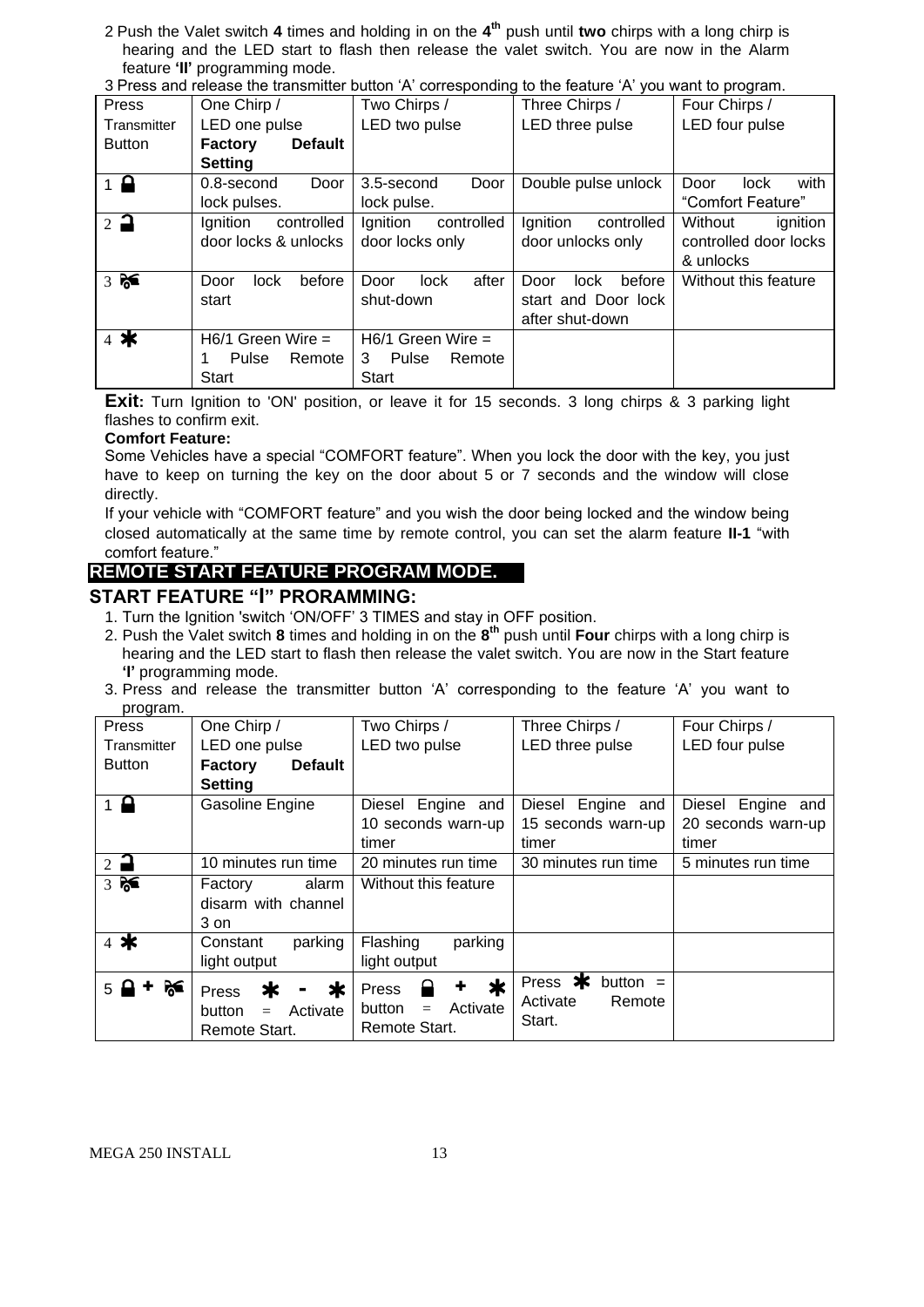2 Push the Valet switch **4** times and holding in on the **4th** push until **two** chirps with a long chirp is hearing and the LED start to flash then release the valet switch. You are now in the Alarm feature **'II'** programming mode.

3 Press and release the transmitter button 'A' corresponding to the feature 'A' you want to program.

| Press Transmitter Button | One Chirp / LED one pulse **Factory Default Setting** | Two Chirps / LED two pulse | Three Chirps / LED three pulse | Four Chirps / LED four pulse |
|---|---|---|---|---|
| 1 🔒 | 0.8-second Door lock pulses. | 3.5-second Door lock pulse. | Double pulse unlock | Door lock with "Comfort Feature" |
| 2 🔓 | Ignition controlled door locks & unlocks | Ignition controlled door locks only | Ignition controlled door unlocks only | Without ignition controlled door locks & unlocks |
| 3 🚗 | Door lock before start | Door lock after shut-down | Door lock before start and Door lock after shut-down | Without this feature |
| 4 * | H6/1 Green Wire = 1 Pulse Remote Start | H6/1 Green Wire = 3 Pulse Remote Start | | |

**Exit:** Turn Ignition to 'ON' position, or leave it for 15 seconds. 3 long chirps & 3 parking light flashes to confirm exit.

**Comfort Feature:**

Some Vehicles have a special "COMFORT feature". When you lock the door with the key, you just have to keep on turning the key on the door about 5 or 7 seconds and the window will close directly.

If your vehicle with "COMFORT feature" and you wish the door being locked and the window being closed automatically at the same time by remote control, you can set the alarm feature **II-1** "with comfort feature."

## REMOTE START FEATURE PROGRAM MODE.

### START FEATURE "I" PRORAMMING:

1. Turn the Ignition 'switch 'ON/OFF' 3 TIMES and stay in OFF position.
2. Push the Valet switch **8** times and holding in on the **8th** push until **Four** chirps with a long chirp is hearing and the LED start to flash then release the valet switch. You are now in the Start feature **'I'** programming mode.
3. Press and release the transmitter button 'A' corresponding to the feature 'A' you want to program.

| Press Transmitter Button | One Chirp / LED one pulse **Factory Default Setting** | Two Chirps / LED two pulse | Three Chirps / LED three pulse | Four Chirps / LED four pulse |
|---|---|---|---|---|
| 1 🔒 | Gasoline Engine | Diesel Engine and 10 seconds warm-up timer | Diesel Engine and 15 seconds warm-up timer | Diesel Engine and 20 seconds warm-up timer |
| 2 🔓 | 10 minutes run time | 20 minutes run time | 30 minutes run time | 5 minutes run time |
| 3 🚗 | Factory alarm disarm with channel 3 on | Without this feature | | |
| 4 * | Constant parking light output | Flashing parking light output | | |
| 5 🔒 + 🚗 | Press * - * button = Activate Remote Start. | Press 🔒 + * button = Activate Remote Start. | Press * button = Activate Remote Start. | |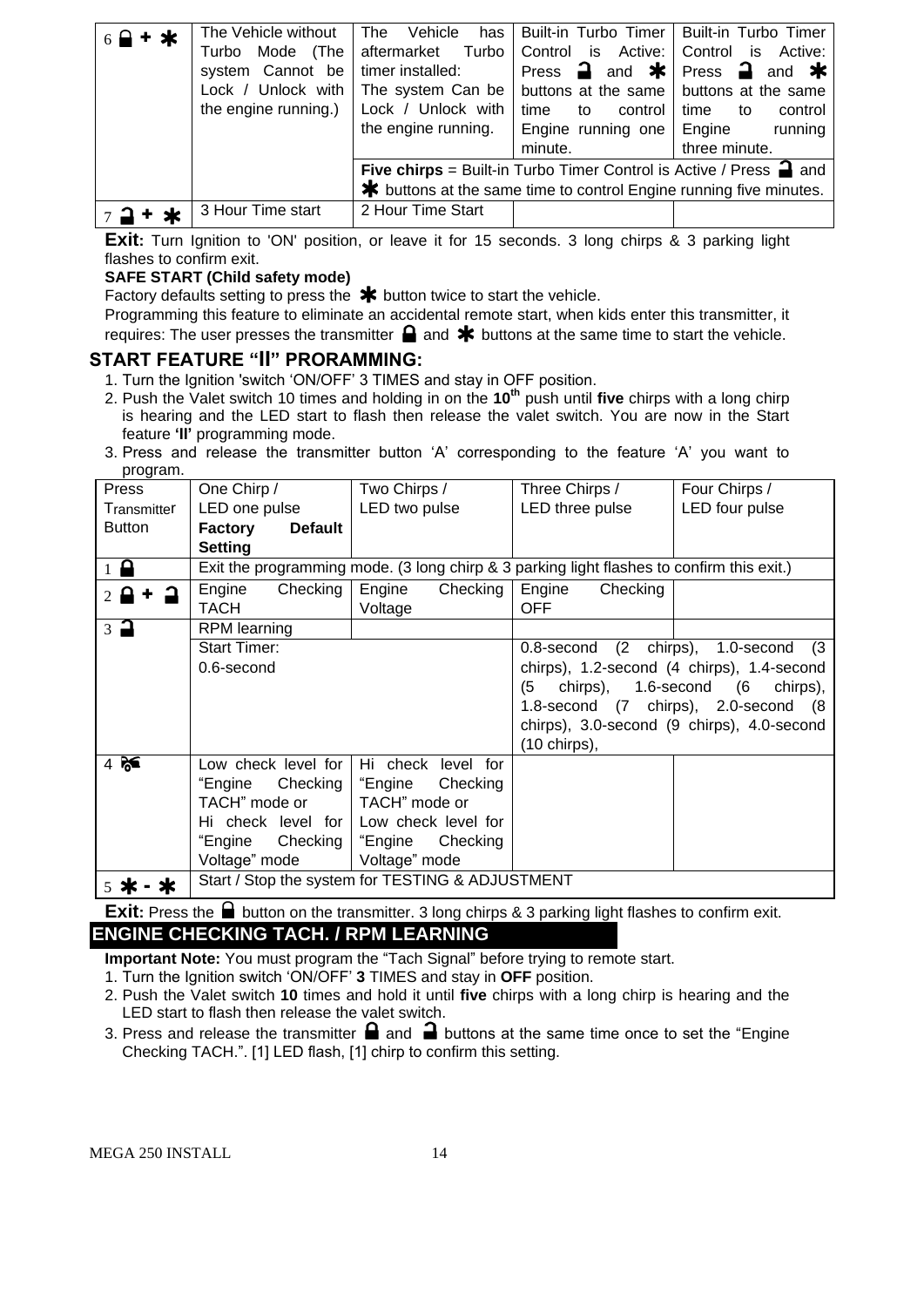| 6 🔒 + ✱ | The Vehicle without Turbo Mode (The system Cannot be Lock / Unlock with the engine running.) | The Vehicle has aftermarket Turbo timer installed: The system Can be Lock / Unlock with the engine running. | Built-in Turbo Timer Control is Active: Press 🔓 and ✱ buttons at the same time to control Engine running one minute. | Built-in Turbo Timer Control is Active: Press 🔓 and ✱ buttons at the same time to control Engine running three minute. |
|---|---|---|---|---|
| | | **Five chirps** = Built-in Turbo Timer Control is Active / Press 🔓 and ✱ buttons at the same time to control Engine running five minutes. | | |
| 7 🔓 + ✱ | 3 Hour Time start | 2 Hour Time Start | | |

**Exit:** Turn Ignition to 'ON' position, or leave it for 15 seconds. 3 long chirps & 3 parking light flashes to confirm exit.

**SAFE START (Child safety mode)**

Factory defaults setting to press the ✱ button twice to start the vehicle.

Programming this feature to eliminate an accidental remote start, when kids enter this transmitter, it requires: The user presses the transmitter 🔒 and ✱ buttons at the same time to start the vehicle.

## START FEATURE "II" PRORAMMING:

1. Turn the Ignition 'switch 'ON/OFF' 3 TIMES and stay in OFF position.
2. Push the Valet switch 10 times and holding in on the **10th** push until **five** chirps with a long chirp is hearing and the LED start to flash then release the valet switch. You are now in the Start feature **'II'** programming mode.
3. Press and release the transmitter button 'A' corresponding to the feature 'A' you want to program.

| Press Transmitter Button | One Chirp / LED one pulse **Factory Default Setting** | Two Chirps / LED two pulse | Three Chirps / LED three pulse | Four Chirps / LED four pulse |
|---|---|---|---|---|
| 1 🔒 | Exit the programming mode. (3 long chirp & 3 parking light flashes to confirm this exit.) | | | |
| 2 🔒 + 🔓 | Engine Checking TACH | Engine Checking Voltage | Engine Checking OFF | |
| 3 🔓 | RPM learning | | | |
| | Start Timer: 0.6-second | | 0.8-second (2 chirps), 1.0-second (3 chirps), 1.2-second (4 chirps), 1.4-second (5 chirps), 1.6-second (6 chirps), 1.8-second (7 chirps), 2.0-second (8 chirps), 3.0-second (9 chirps), 4.0-second (10 chirps), | |
| 4 🚗 | Low check level for "Engine Checking TACH" mode or Hi check level for "Engine Checking Voltage" mode | Hi check level for "Engine Checking TACH" mode or Low check level for "Engine Checking Voltage" mode | | |
| 5 ✱ - ✱ | Start / Stop the system for TESTING & ADJUSTMENT | | | |

**Exit:** Press the 🔒 button on the transmitter. 3 long chirps & 3 parking light flashes to confirm exit.

## ENGINE CHECKING TACH. / RPM LEARNING

**Important Note:** You must program the "Tach Signal" before trying to remote start.

1. Turn the Ignition switch 'ON/OFF' **3** TIMES and stay in **OFF** position.
2. Push the Valet switch **10** times and hold it until **five** chirps with a long chirp is hearing and the LED start to flash then release the valet switch.
3. Press and release the transmitter 🔒 and 🔓 buttons at the same time once to set the "Engine Checking TACH.". [1] LED flash, [1] chirp to confirm this setting.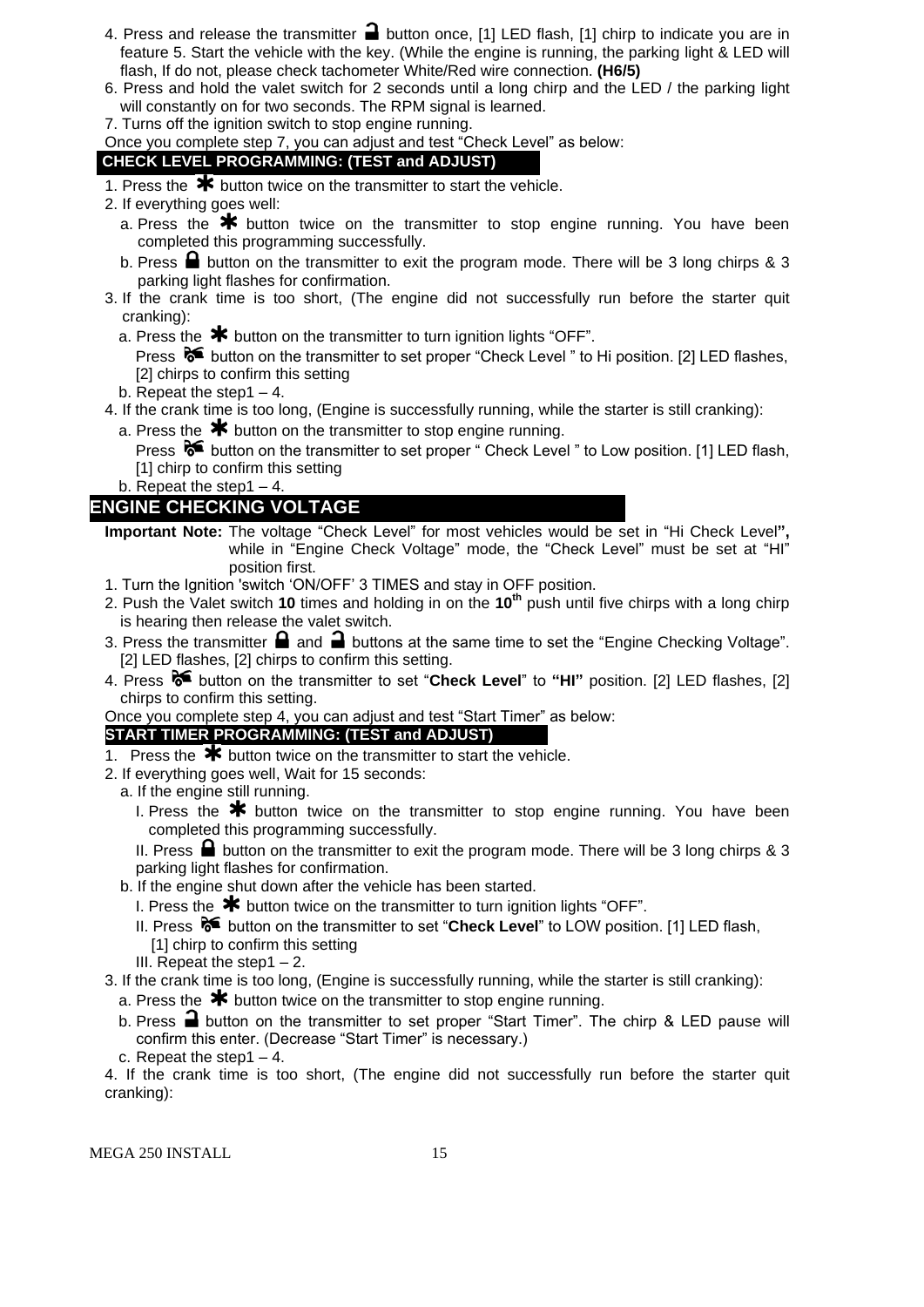4. Press and release the transmitter 🔓 button once, [1] LED flash, [1] chirp to indicate you are in feature 5. Start the vehicle with the key. (While the engine is running, the parking light & LED will flash, If do not, please check tachometer White/Red wire connection. **(H6/5)**

6. Press and hold the valet switch for 2 seconds until a long chirp and the LED / the parking light will constantly on for two seconds. The RPM signal is learned.

7. Turns off the ignition switch to stop engine running.

Once you complete step 7, you can adjust and test "Check Level" as below:

### CHECK LEVEL PROGRAMMING: (TEST and ADJUST)

1. Press the ✱ button twice on the transmitter to start the vehicle.
2. If everything goes well:
   a. Press the ✱ button twice on the transmitter to stop engine running. You have been completed this programming successfully.
   b. Press 🔒 button on the transmitter to exit the program mode. There will be 3 long chirps & 3 parking light flashes for confirmation.
3. If the crank time is too short, (The engine did not successfully run before the starter quit cranking):
   a. Press the ✱ button on the transmitter to turn ignition lights "OFF".
   Press 🚗 button on the transmitter to set proper "Check Level " to Hi position. [2] LED flashes, [2] chirps to confirm this setting
   b. Repeat the step1 – 4.
4. If the crank time is too long, (Engine is successfully running, while the starter is still cranking):
   a. Press the ✱ button on the transmitter to stop engine running.
   Press 🚗 button on the transmitter to set proper " Check Level " to Low position. [1] LED flash, [1] chirp to confirm this setting
   b. Repeat the step1 – 4.

## ENGINE CHECKING VOLTAGE

**Important Note:** The voltage "Check Level" for most vehicles would be set in "Hi Check Level**",** while in "Engine Check Voltage" mode, the "Check Level" must be set at "HI" position first.

1. Turn the Ignition 'switch 'ON/OFF' 3 TIMES and stay in OFF position.
2. Push the Valet switch **10** times and holding in on the **10th** push until five chirps with a long chirp is hearing then release the valet switch.
3. Press the transmitter 🔒 and 🔓 buttons at the same time to set the "Engine Checking Voltage". [2] LED flashes, [2] chirps to confirm this setting.
4. Press 🚗 button on the transmitter to set "**Check Level**" to **"HI"** position. [2] LED flashes, [2] chirps to confirm this setting.

Once you complete step 4, you can adjust and test "Start Timer" as below:

### START TIMER PROGRAMMING: (TEST and ADJUST)

1. Press the ✱ button twice on the transmitter to start the vehicle.
2. If everything goes well, Wait for 15 seconds:
   a. If the engine still running.
      I. Press the ✱ button twice on the transmitter to stop engine running. You have been completed this programming successfully.
      II. Press 🔒 button on the transmitter to exit the program mode. There will be 3 long chirps & 3 parking light flashes for confirmation.
   b. If the engine shut down after the vehicle has been started.
      I. Press the ✱ button twice on the transmitter to turn ignition lights "OFF".
      II. Press 🚗 button on the transmitter to set "**Check Level**" to LOW position. [1] LED flash, [1] chirp to confirm this setting
      III. Repeat the step1 – 2.
3. If the crank time is too long, (Engine is successfully running, while the starter is still cranking):
   a. Press the ✱ button twice on the transmitter to stop engine running.
   b. Press 🔓 button on the transmitter to set proper "Start Timer". The chirp & LED pause will confirm this enter. (Decrease "Start Timer" is necessary.)
   c. Repeat the step1 – 4.
4. If the crank time is too short, (The engine did not successfully run before the starter quit cranking):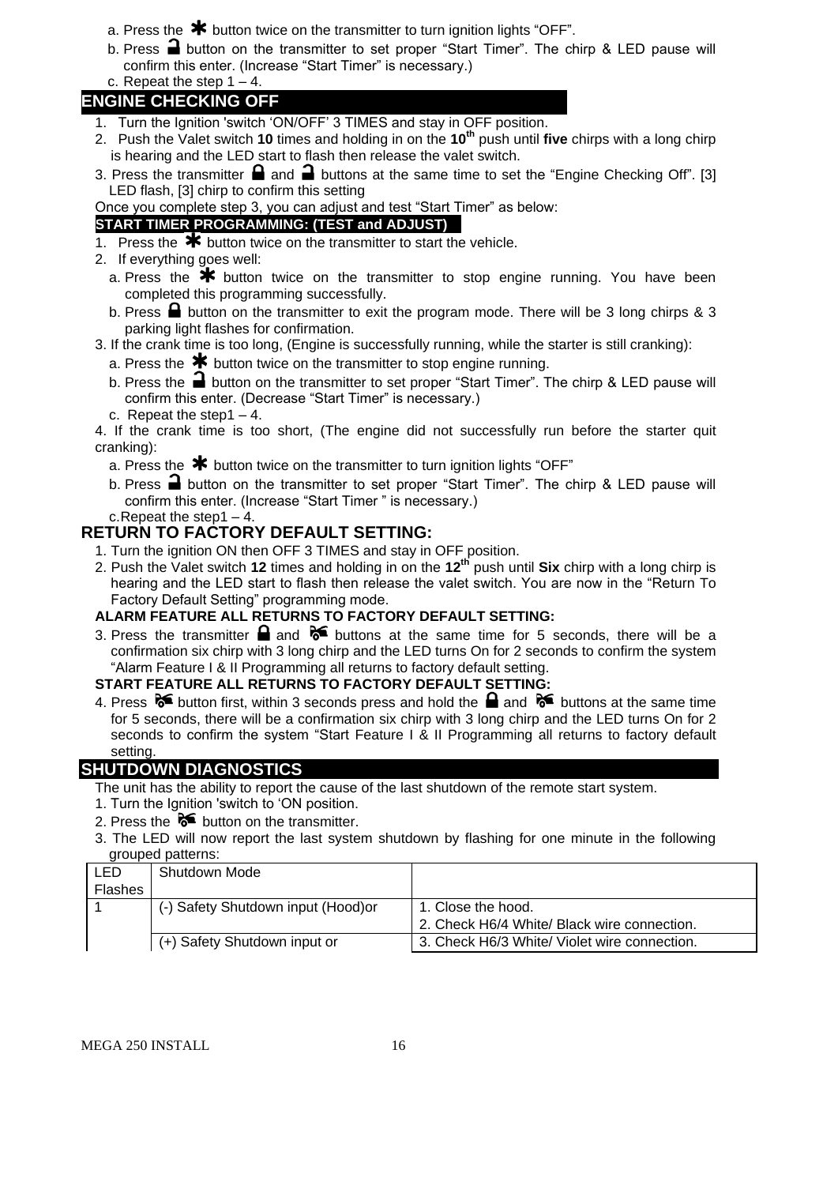a. Press the ✱ button twice on the transmitter to turn ignition lights "OFF".

b. Press 🔓 button on the transmitter to set proper "Start Timer". The chirp & LED pause will confirm this enter. (Increase "Start Timer" is necessary.)

c. Repeat the step 1 – 4.

## ENGINE CHECKING OFF

1. Turn the Ignition 'switch 'ON/OFF' 3 TIMES and stay in OFF position.
2. Push the Valet switch **10** times and holding in on the **10th** push until **five** chirps with a long chirp is hearing and the LED start to flash then release the valet switch.
3. Press the transmitter 🔒 and 🔓 buttons at the same time to set the "Engine Checking Off". [3] LED flash, [3] chirp to confirm this setting

Once you complete step 3, you can adjust and test "Start Timer" as below:

### START TIMER PROGRAMMING: (TEST and ADJUST)

1. Press the ✱ button twice on the transmitter to start the vehicle.
2. If everything goes well:
   a. Press the ✱ button twice on the transmitter to stop engine running. You have been completed this programming successfully.
   b. Press 🔒 button on the transmitter to exit the program mode. There will be 3 long chirps & 3 parking light flashes for confirmation.
3. If the crank time is too long, (Engine is successfully running, while the starter is still cranking):
   a. Press the ✱ button twice on the transmitter to stop engine running.
   b. Press the 🔓 button on the transmitter to set proper "Start Timer". The chirp & LED pause will confirm this enter. (Decrease "Start Timer" is necessary.)
   c. Repeat the step1 – 4.
4. If the crank time is too short, (The engine did not successfully run before the starter quit cranking):
   a. Press the ✱ button twice on the transmitter to turn ignition lights "OFF"
   b. Press 🔓 button on the transmitter to set proper "Start Timer". The chirp & LED pause will confirm this enter. (Increase "Start Timer " is necessary.)
   c. Repeat the step1 – 4.

## RETURN TO FACTORY DEFAULT SETTING:

1. Turn the ignition ON then OFF 3 TIMES and stay in OFF position.
2. Push the Valet switch **12** times and holding in on the **12th** push until **Six** chirp with a long chirp is hearing and the LED start to flash then release the valet switch. You are now in the "Return To Factory Default Setting" programming mode.

**ALARM FEATURE ALL RETURNS TO FACTORY DEFAULT SETTING:**

3. Press the transmitter 🔒 and 🚗 buttons at the same time for 5 seconds, there will be a confirmation six chirp with 3 long chirp and the LED turns On for 2 seconds to confirm the system "Alarm Feature I & II Programming all returns to factory default setting.

**START FEATURE ALL RETURNS TO FACTORY DEFAULT SETTING:**

4. Press 🚗 button first, within 3 seconds press and hold the 🔒 and 🚗 buttons at the same time for 5 seconds, there will be a confirmation six chirp with 3 long chirp and the LED turns On for 2 seconds to confirm the system "Start Feature I & II Programming all returns to factory default setting.

## SHUTDOWN DIAGNOSTICS

The unit has the ability to report the cause of the last shutdown of the remote start system.

1. Turn the Ignition 'switch to 'ON position.
2. Press the 🚗 button on the transmitter.
3. The LED will now report the last system shutdown by flashing for one minute in the following grouped patterns:

| LED Flashes | Shutdown Mode | |
|---|---|---|
| 1 | (-) Safety Shutdown input (Hood)or | 1. Close the hood.<br>2. Check H6/4 White/ Black wire connection. |
| | (+) Safety Shutdown input or | 3. Check H6/3 White/ Violet wire connection. |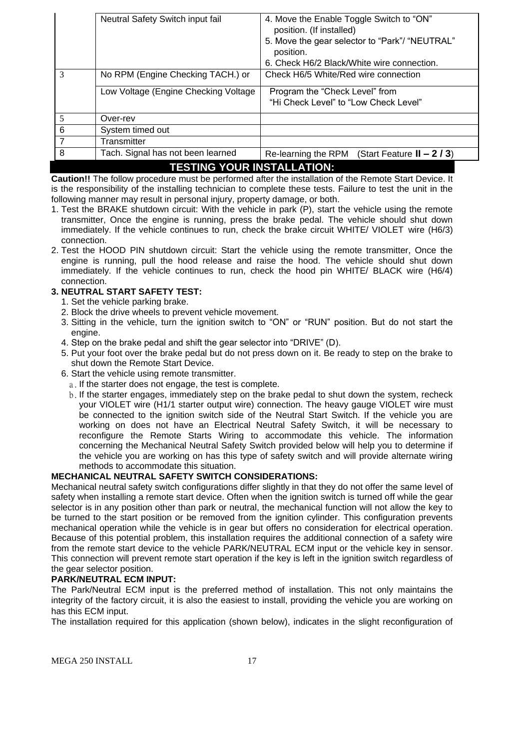|   | Neutral Safety Switch input fail | 4. Move the Enable Toggle Switch to "ON" position. (If installed)<br>5. Move the gear selector to "Park"/ "NEUTRAL" position.<br>6. Check H6/2 Black/White wire connection. |
|---|---|---|
| 3 | No RPM (Engine Checking TACH.) or | Check H6/5 White/Red wire connection |
|   | Low Voltage (Engine Checking Voltage | Program the "Check Level" from "Hi Check Level" to "Low Check Level" |
| 5 | Over-rev |   |
| 6 | System timed out |   |
| 7 | Transmitter |   |
| 8 | Tach. Signal has not been learned | Re-learning the RPM (Start Feature **II – 2 / 3**) |

## TESTING YOUR INSTALLATION:

**Caution!!** The follow procedure must be performed after the installation of the Remote Start Device. It is the responsibility of the installing technician to complete these tests. Failure to test the unit in the following manner may result in personal injury, property damage, or both.

1. Test the BRAKE shutdown circuit: With the vehicle in park (P), start the vehicle using the remote transmitter, Once the engine is running, press the brake pedal. The vehicle should shut down immediately. If the vehicle continues to run, check the brake circuit WHITE/ VIOLET wire (H6/3) connection.
2. Test the HOOD PIN shutdown circuit: Start the vehicle using the remote transmitter, Once the engine is running, pull the hood release and raise the hood. The vehicle should shut down immediately. If the vehicle continues to run, check the hood pin WHITE/ BLACK wire (H6/4) connection.

**3. NEUTRAL START SAFETY TEST:**

1. Set the vehicle parking brake.
2. Block the drive wheels to prevent vehicle movement.
3. Sitting in the vehicle, turn the ignition switch to "ON" or "RUN" position. But do not start the engine.
4. Step on the brake pedal and shift the gear selector into "DRIVE" (D).
5. Put your foot over the brake pedal but do not press down on it. Be ready to step on the brake to shut down the Remote Start Device.
6. Start the vehicle using remote transmitter.
   a. If the starter does not engage, the test is complete.
   b. If the starter engages, immediately step on the brake pedal to shut down the system, recheck your VIOLET wire (H1/1 starter output wire) connection. The heavy gauge VIOLET wire must be connected to the ignition switch side of the Neutral Start Switch. If the vehicle you are working on does not have an Electrical Neutral Safety Switch, it will be necessary to reconfigure the Remote Starts Wiring to accommodate this vehicle. The information concerning the Mechanical Neutral Safety Switch provided below will help you to determine if the vehicle you are working on has this type of safety switch and will provide alternate wiring methods to accommodate this situation.

**MECHANICAL NEUTRAL SAFETY SWITCH CONSIDERATIONS:**

Mechanical neutral safety switch configurations differ slightly in that they do not offer the same level of safety when installing a remote start device. Often when the ignition switch is turned off while the gear selector is in any position other than park or neutral, the mechanical function will not allow the key to be turned to the start position or be removed from the ignition cylinder. This configuration prevents mechanical operation while the vehicle is in gear but offers no consideration for electrical operation. Because of this potential problem, this installation requires the additional connection of a safety wire from the remote start device to the vehicle PARK/NEUTRAL ECM input or the vehicle key in sensor. This connection will prevent remote start operation if the key is left in the ignition switch regardless of the gear selector position.

**PARK/NEUTRAL ECM INPUT:**

The Park/Neutral ECM input is the preferred method of installation. This not only maintains the integrity of the factory circuit, it is also the easiest to install, providing the vehicle you are working on has this ECM input.

The installation required for this application (shown below), indicates in the slight reconfiguration of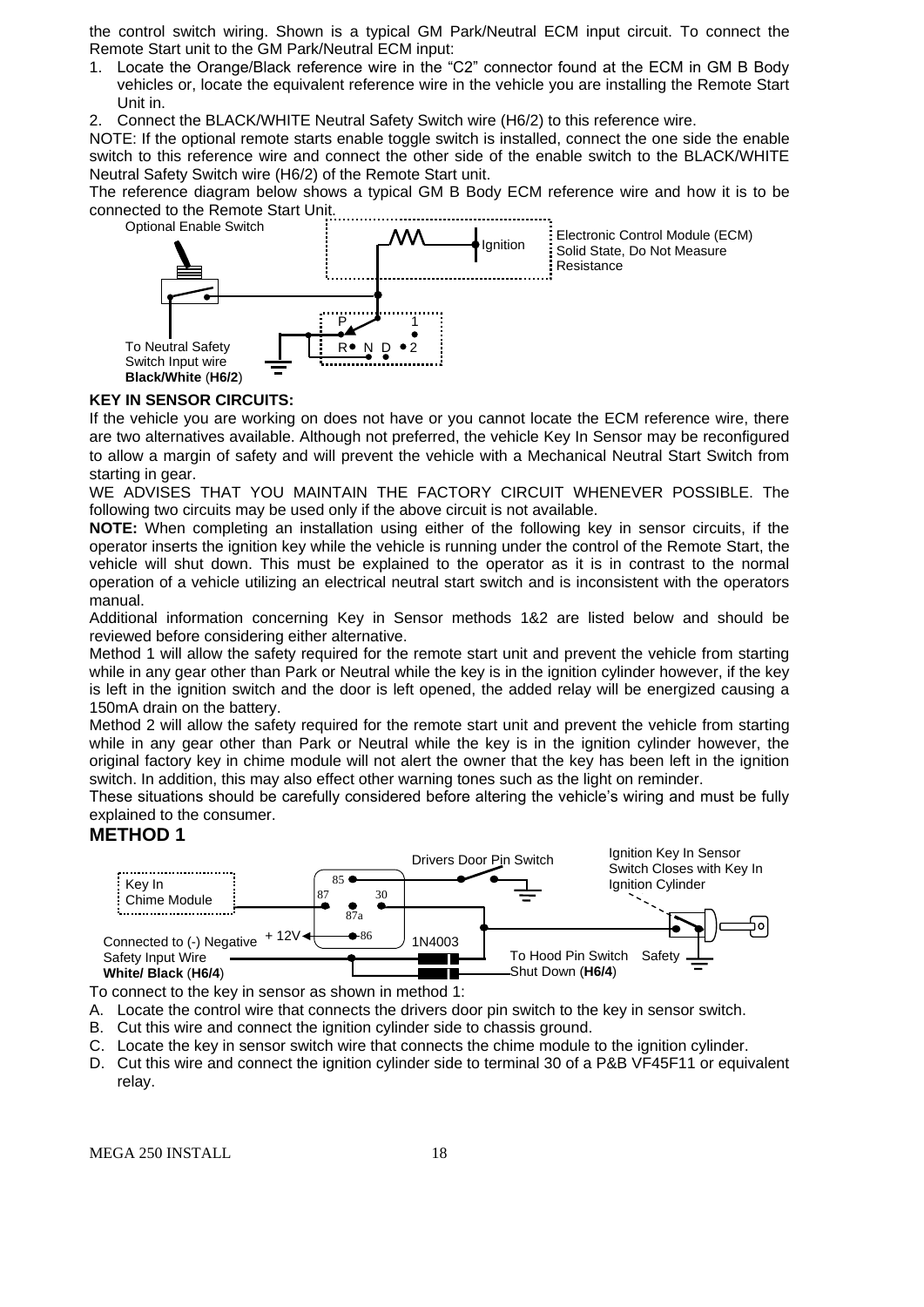the control switch wiring. Shown is a typical GM Park/Neutral ECM input circuit. To connect the Remote Start unit to the GM Park/Neutral ECM input:

1. Locate the Orange/Black reference wire in the "C2" connector found at the ECM in GM B Body vehicles or, locate the equivalent reference wire in the vehicle you are installing the Remote Start Unit in.
2. Connect the BLACK/WHITE Neutral Safety Switch wire (H6/2) to this reference wire.

NOTE: If the optional remote starts enable toggle switch is installed, connect the one side the enable switch to this reference wire and connect the other side of the enable switch to the BLACK/WHITE Neutral Safety Switch wire (H6/2) of the Remote Start unit.

The reference diagram below shows a typical GM B Body ECM reference wire and how it is to be connected to the Remote Start Unit.

Optional Enable Switch

Ignition

Electronic Control Module (ECM) Solid State, Do Not Measure Resistance

P 1

R N D 2

To Neutral Safety Switch Input wire **Black/White** (**H6/2**)

**KEY IN SENSOR CIRCUITS:**

If the vehicle you are working on does not have or you cannot locate the ECM reference wire, there are two alternatives available. Although not preferred, the vehicle Key In Sensor may be reconfigured to allow a margin of safety and will prevent the vehicle with a Mechanical Neutral Start Switch from starting in gear.

WE ADVISES THAT YOU MAINTAIN THE FACTORY CIRCUIT WHENEVER POSSIBLE. The following two circuits may be used only if the above circuit is not available.

**NOTE:** When completing an installation using either of the following key in sensor circuits, if the operator inserts the ignition key while the vehicle is running under the control of the Remote Start, the vehicle will shut down. This must be explained to the operator as it is in contrast to the normal operation of a vehicle utilizing an electrical neutral start switch and is inconsistent with the operators manual.

Additional information concerning Key in Sensor methods 1&2 are listed below and should be reviewed before considering either alternative.

Method 1 will allow the safety required for the remote start unit and prevent the vehicle from starting while in any gear other than Park or Neutral while the key is in the ignition cylinder however, if the key is left in the ignition switch and the door is left opened, the added relay will be energized causing a 150mA drain on the battery.

Method 2 will allow the safety required for the remote start unit and prevent the vehicle from starting while in any gear other than Park or Neutral while the key is in the ignition cylinder however, the original factory key in chime module will not alert the owner that the key has been left in the ignition switch. In addition, this may also effect other warning tones such as the light on reminder.

These situations should be carefully considered before altering the vehicle's wiring and must be fully explained to the consumer.

## METHOD 1

Key In Chime Module

85 87 30 87a 86

Drivers Door Pin Switch

Ignition Key In Sensor Switch Closes with Key In Ignition Cylinder

+ 12V

1N4003

Connected to (-) Negative Safety Input Wire **White/ Black** (**H6/4**)

To Hood Pin Switch Safety Shut Down (**H6/4**)

To connect to the key in sensor as shown in method 1:

A. Locate the control wire that connects the drivers door pin switch to the key in sensor switch.
B. Cut this wire and connect the ignition cylinder side to chassis ground.
C. Locate the key in sensor switch wire that connects the chime module to the ignition cylinder.
D. Cut this wire and connect the ignition cylinder side to terminal 30 of a P&B VF45F11 or equivalent relay.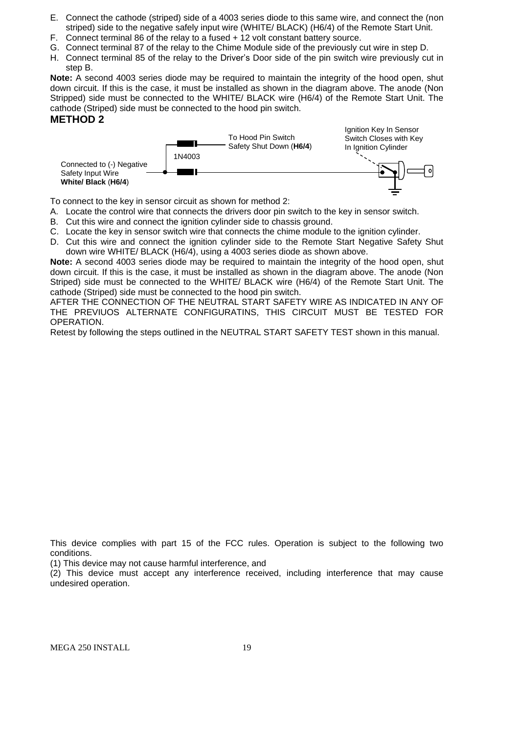E. Connect the cathode (striped) side of a 4003 series diode to this same wire, and connect the (non striped) side to the negative safely input wire (WHITE/ BLACK) (H6/4) of the Remote Start Unit.
F. Connect terminal 86 of the relay to a fused + 12 volt constant battery source.
G. Connect terminal 87 of the relay to the Chime Module side of the previously cut wire in step D.
H. Connect terminal 85 of the relay to the Driver's Door side of the pin switch wire previously cut in step B.

**Note:** A second 4003 series diode may be required to maintain the integrity of the hood open, shut down circuit. If this is the case, it must be installed as shown in the diagram above. The anode (Non Stripped) side must be connected to the WHITE/ BLACK wire (H6/4) of the Remote Start Unit. The cathode (Striped) side must be connected to the hood pin switch.

## METHOD 2

To Hood Pin Switch Safety Shut Down (**H6/4**)

Ignition Key In Sensor Switch Closes with Key In Ignition Cylinder

1N4003

Connected to (-) Negative Safety Input Wire **White/ Black** (**H6/4**)

To connect to the key in sensor circuit as shown for method 2:

A. Locate the control wire that connects the drivers door pin switch to the key in sensor switch.
B. Cut this wire and connect the ignition cylinder side to chassis ground.
C. Locate the key in sensor switch wire that connects the chime module to the ignition cylinder.
D. Cut this wire and connect the ignition cylinder side to the Remote Start Negative Safety Shut down wire WHITE/ BLACK (H6/4), using a 4003 series diode as shown above.

**Note:** A second 4003 series diode may be required to maintain the integrity of the hood open, shut down circuit. If this is the case, it must be installed as shown in the diagram above. The anode (Non Striped) side must be connected to the WHITE/ BLACK wire (H6/4) of the Remote Start Unit. The cathode (Striped) side must be connected to the hood pin switch.

AFTER THE CONNECTION OF THE NEUTRAL START SAFETY WIRE AS INDICATED IN ANY OF THE PREVIUOS ALTERNATE CONFIGURATINS, THIS CIRCUIT MUST BE TESTED FOR OPERATION.

Retest by following the steps outlined in the NEUTRAL START SAFETY TEST shown in this manual.

This device complies with part 15 of the FCC rules. Operation is subject to the following two conditions.

(1) This device may not cause harmful interference, and

(2) This device must accept any interference received, including interference that may cause undesired operation.